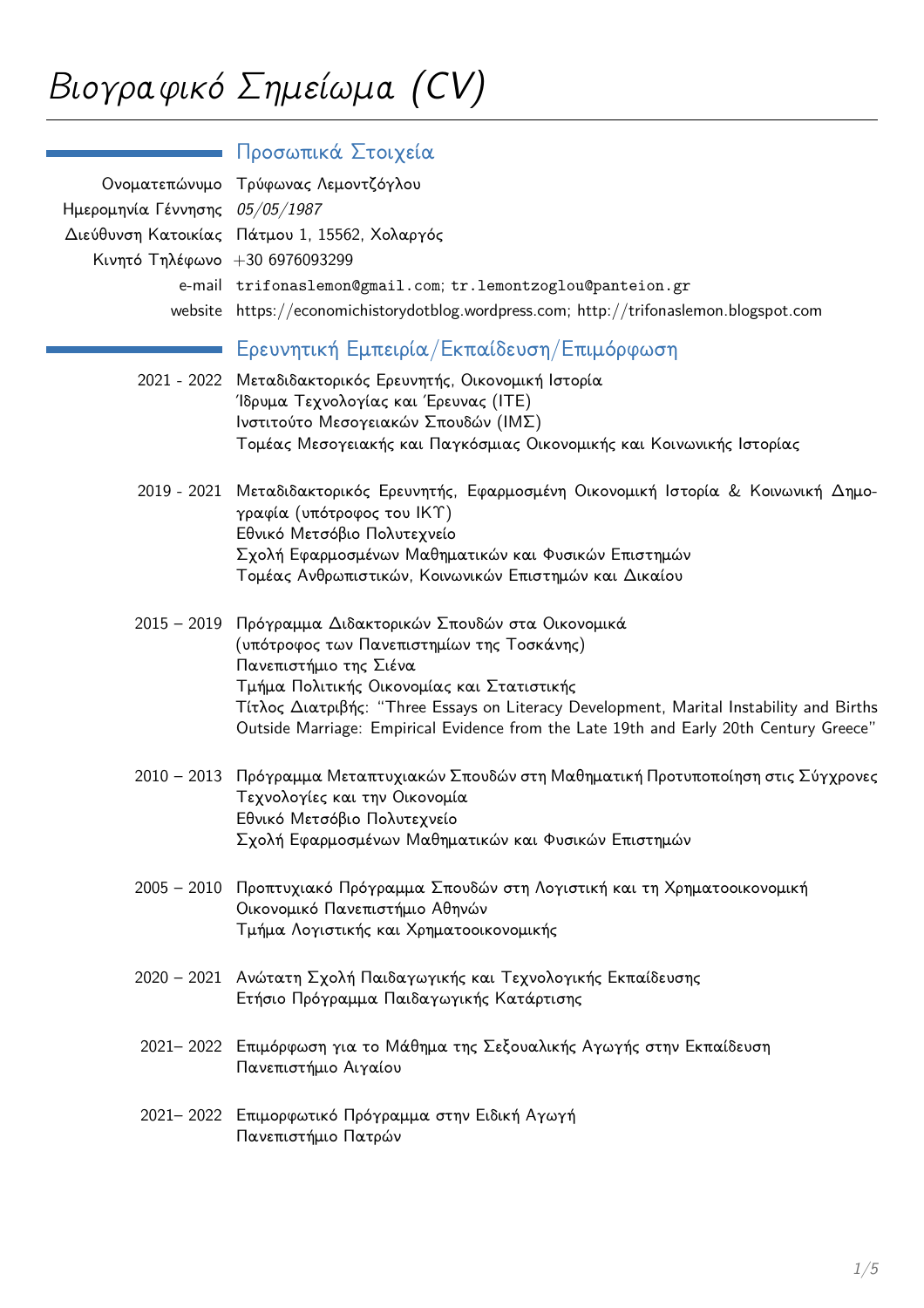# *Βιογραφικό Σημείωμα (CV)*

## Προσωπικά Στοιχεία

| | |
|---|---|
| Ονοματεπώνυμο | Τρύφωνας Λεμοντζόγλου |
| Ημερομηνία Γέννησης | *05/05/1987* |
| Διεύθυνση Κατοικίας | Πάτμου 1, 15562, Χολαργός |
| Κινητό Τηλέφωνο | +30 6976093299 |
| e-mail | trifonaslemon@gmail.com; tr.lemontzoglou@panteion.gr |
| website | https://economichistorydotblog.wordpress.com; http://trifonaslemon.blogspot.com |

## Ερευνητική Εμπειρία/Εκπαίδευση/Επιμόρφωση

**2021 - 2022** Μεταδιδακτορικός Ερευνητής, Οικονομική Ιστορία
Ίδρυμα Τεχνολογίας και Έρευνας (ΙΤΕ)
Ινστιτούτο Μεσογειακών Σπουδών (ΙΜΣ)
Τομέας Μεσογειακής και Παγκόσμιας Οικονομικής και Κοινωνικής Ιστορίας

**2019 - 2021** Μεταδιδακτορικός Ερευνητής, Εφαρμοσμένη Οικονομική Ιστορία & Κοινωνική Δημογραφία (υπότροφος του ΙΚΥ)
Εθνικό Μετσόβιο Πολυτεχνείο
Σχολή Εφαρμοσμένων Μαθηματικών και Φυσικών Επιστημών
Τομέας Ανθρωπιστικών, Κοινωνικών Επιστημών και Δικαίου

**2015 – 2019** Πρόγραμμα Διδακτορικών Σπουδών στα Οικονομικά
(υπότροφος των Πανεπιστημίων της Τοσκάνης)
Πανεπιστήμιο της Σιένα
Τμήμα Πολιτικής Οικονομίας και Στατιστικής
Τίτλος Διατριβής: "Three Essays on Literacy Development, Marital Instability and Births Outside Marriage: Empirical Evidence from the Late 19th and Early 20th Century Greece"

**2010 – 2013** Πρόγραμμα Μεταπτυχιακών Σπουδών στη Μαθηματική Προτυποποίηση στις Σύγχρονες Τεχνολογίες και την Οικονομία
Εθνικό Μετσόβιο Πολυτεχνείο
Σχολή Εφαρμοσμένων Μαθηματικών και Φυσικών Επιστημών

**2005 – 2010** Προπτυχιακό Πρόγραμμα Σπουδών στη Λογιστική και τη Χρηματοοικονομική
Οικονομικό Πανεπιστήμιο Αθηνών
Τμήμα Λογιστικής και Χρηματοοικονομικής

**2020 – 2021** Ανώτατη Σχολή Παιδαγωγικής και Τεχνολογικής Εκπαίδευσης
Ετήσιο Πρόγραμμα Παιδαγωγικής Κατάρτισης

**2021– 2022** Επιμόρφωση για το Μάθημα της Σεξουαλικής Αγωγής στην Εκπαίδευση
Πανεπιστήμιο Αιγαίου

**2021– 2022** Επιμορφωτικό Πρόγραμμα στην Ειδική Αγωγή
Πανεπιστήμιο Πατρών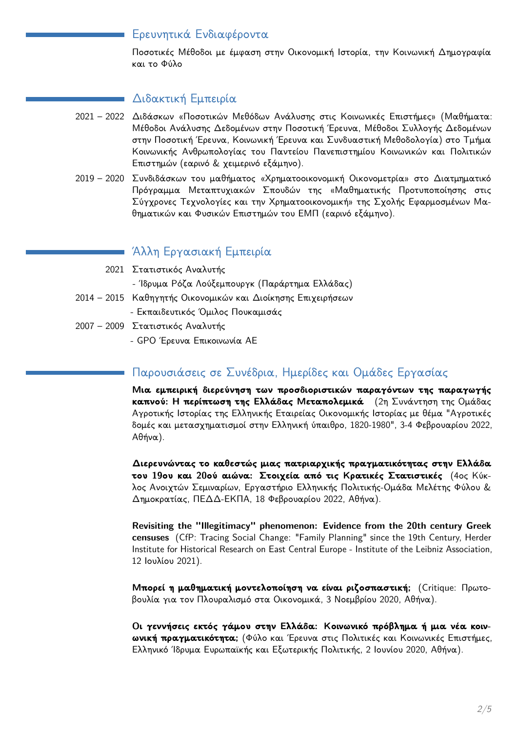## Ερευνητικά Ενδιαφέροντα

Ποσοτικές Μέθοδοι με έμφαση στην Οικονομική Ιστορία, την Κοινωνική Δημογραφία και το Φύλο

## Διδακτική Εμπειρία

2021 – 2022 Διδάσκων «Ποσοτικών Μεθόδων Ανάλυσης στις Κοινωνικές Επιστήμες» (Μαθήματα: Μέθοδοι Ανάλυσης Δεδομένων στην Ποσοτική Έρευνα, Μέθοδοι Συλλογής Δεδομένων στην Ποσοτική Έρευνα, Κοινωνική Έρευνα και Συνδυαστική Μεθοδολογία) στο Τμήμα Κοινωνικής Ανθρωπολογίας του Παντείου Πανεπιστημίου Κοινωνικών και Πολιτικών Επιστημών (εαρινό & χειμερινό εξάμηνο).

2019 – 2020 Συνδιδάσκων του μαθήματος «Χρηματοοικονομική Οικονομετρία» στο Διατμηματικό Πρόγραμμα Μεταπτυχιακών Σπουδών της «Μαθηματικής Προτυποποίησης στις Σύγχρονες Τεχνολογίες και την Χρηματοοικονομική» της Σχολής Εφαρμοσμένων Μαθηματικών και Φυσικών Επιστημών του ΕΜΠ (εαρινό εξάμηνο).

## Άλλη Εργασιακή Εμπειρία

2021 Στατιστικός Αναλυτής
- Ίδρυμα Ρόζα Λούξεμπουργκ (Παράρτημα Ελλάδας)

2014 – 2015 Καθηγητής Οικονομικών και Διοίκησης Επιχειρήσεων
- Εκπαιδευτικός Όμιλος Πουκαμισάς

2007 – 2009 Στατιστικός Αναλυτής
- GPO Έρευνα Επικοινωνία ΑΕ

## Παρουσιάσεις σε Συνέδρια, Ημερίδες και Ομάδες Εργασίας

**Μια εμπειρική διερεύνηση των προσδιοριστικών παραγόντων της παραγωγής καπνού: Η περίπτωση της Ελλάδας Μεταπολεμικά** (2η Συνάντηση της Ομάδας Αγροτικής Ιστορίας της Ελληνικής Εταιρείας Οικονομικής Ιστορίας με θέμα "Αγροτικές δομές και μετασχηματισμοί στην Ελληνική ύπαιθρο, 1820-1980", 3-4 Φεβρουαρίου 2022, Αθήνα).

**Διερευνώντας το καθεστώς μιας πατριαρχικής πραγματικότητας στην Ελλάδα του 19ου και 20ού αιώνα: Στοιχεία από τις Κρατικές Στατιστικές** (4ος Κύκλος Ανοιχτών Σεμιναρίων, Εργαστήριο Ελληνικής Πολιτικής-Ομάδα Μελέτης Φύλου & Δημοκρατίας, ΠΕΔΔ-ΕΚΠΑ, 18 Φεβρουαρίου 2022, Αθήνα).

**Revisiting the "Illegitimacy" phenomenon: Evidence from the 20th century Greek censuses** (CfP: Tracing Social Change: "Family Planning" since the 19th Century, Herder Institute for Historical Research on East Central Europe - Institute of the Leibniz Association, 12 Ιουλίου 2021).

**Μπορεί η μαθηματική μοντελοποίηση να είναι ριζοσπαστική;** (Critique: Πρωτοβουλία για τον Πλουραλισμό στα Οικονομικά, 3 Νοεμβρίου 2020, Αθήνα).

**Οι γεννήσεις εκτός γάμου στην Ελλάδα: Κοινωνικό πρόβλημα ή μια νέα κοινωνική πραγματικότητα;** (Φύλο και Έρευνα στις Πολιτικές και Κοινωνικές Επιστήμες, Ελληνικό Ίδρυμα Ευρωπαϊκής και Εξωτερικής Πολιτικής, 2 Ιουνίου 2020, Αθήνα).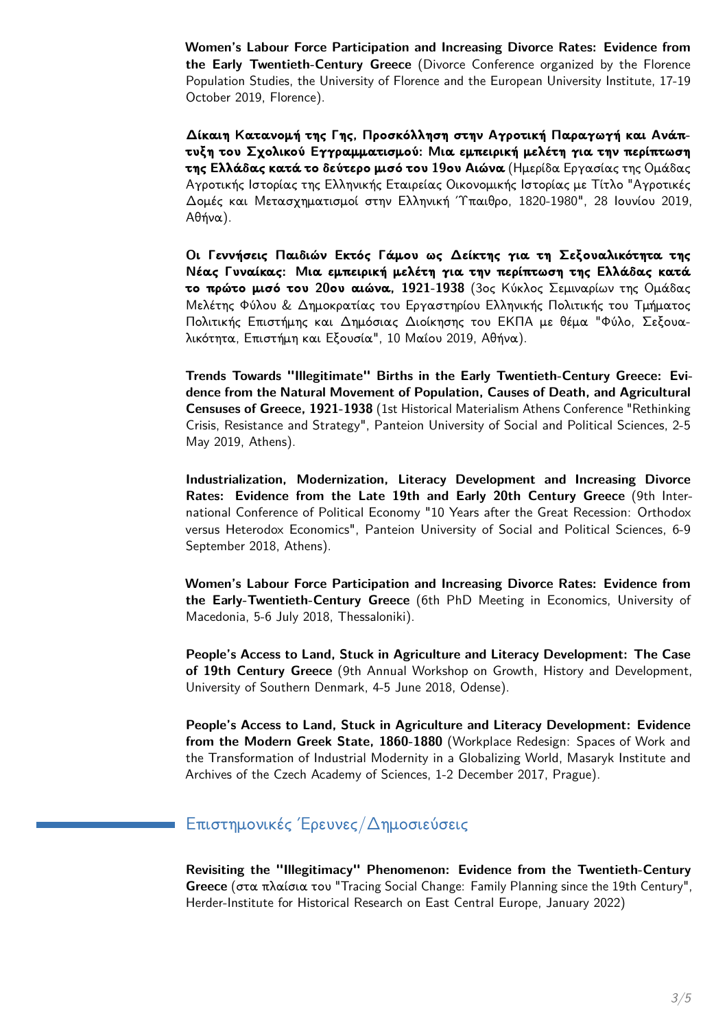**Women's Labour Force Participation and Increasing Divorce Rates: Evidence from the Early Twentieth-Century Greece** (Divorce Conference organized by the Florence Population Studies, the University of Florence and the European University Institute, 17-19 October 2019, Florence).

**Δίκαιη Κατανομή της Γης, Προσκόλληση στην Αγροτική Παραγωγή και Ανάπτυξη του Σχολικού Εγγραμματισμού: Μια εμπειρική μελέτη για την περίπτωση της Ελλάδας κατά το δεύτερο μισό του 19ου Αιώνα** (Ημερίδα Εργασίας της Ομάδας Αγροτικής Ιστορίας της Ελληνικής Εταιρείας Οικονομικής Ιστορίας με Τίτλο "Αγροτικές Δομές και Μετασχηματισμοί στην Ελληνική Ύπαιθρο, 1820-1980", 28 Ιουνίου 2019, Αθήνα).

**Οι Γεννήσεις Παιδιών Εκτός Γάμου ως Δείκτης για τη Σεξουαλικότητα της Νέας Γυναίκας: Μια εμπειρική μελέτη για την περίπτωση της Ελλάδας κατά το πρώτο μισό του 20ου αιώνα, 1921-1938** (3ος Κύκλος Σεμιναρίων της Ομάδας Μελέτης Φύλου & Δημοκρατίας του Εργαστηρίου Ελληνικής Πολιτικής του Τμήματος Πολιτικής Επιστήμης και Δημόσιας Διοίκησης του ΕΚΠΑ με θέμα "Φύλο, Σεξουαλικότητα, Επιστήμη και Εξουσία", 10 Μαΐου 2019, Αθήνα).

**Trends Towards "Illegitimate" Births in the Early Twentieth-Century Greece: Evidence from the Natural Movement of Population, Causes of Death, and Agricultural Censuses of Greece, 1921-1938** (1st Historical Materialism Athens Conference "Rethinking Crisis, Resistance and Strategy", Panteion University of Social and Political Sciences, 2-5 May 2019, Athens).

**Industrialization, Modernization, Literacy Development and Increasing Divorce Rates: Evidence from the Late 19th and Early 20th Century Greece** (9th International Conference of Political Economy "10 Years after the Great Recession: Orthodox versus Heterodox Economics", Panteion University of Social and Political Sciences, 6-9 September 2018, Athens).

**Women's Labour Force Participation and Increasing Divorce Rates: Evidence from the Early-Twentieth-Century Greece** (6th PhD Meeting in Economics, University of Macedonia, 5-6 July 2018, Thessaloniki).

**People's Access to Land, Stuck in Agriculture and Literacy Development: The Case of 19th Century Greece** (9th Annual Workshop on Growth, History and Development, University of Southern Denmark, 4-5 June 2018, Odense).

**People's Access to Land, Stuck in Agriculture and Literacy Development: Evidence from the Modern Greek State, 1860-1880** (Workplace Redesign: Spaces of Work and the Transformation of Industrial Modernity in a Globalizing World, Masaryk Institute and Archives of the Czech Academy of Sciences, 1-2 December 2017, Prague).

## Επιστημονικές Έρευνες/Δημοσιεύσεις

**Revisiting the "Illegitimacy" Phenomenon: Evidence from the Twentieth-Century Greece** (στα πλαίσια του "Tracing Social Change: Family Planning since the 19th Century", Herder-Institute for Historical Research on East Central Europe, January 2022)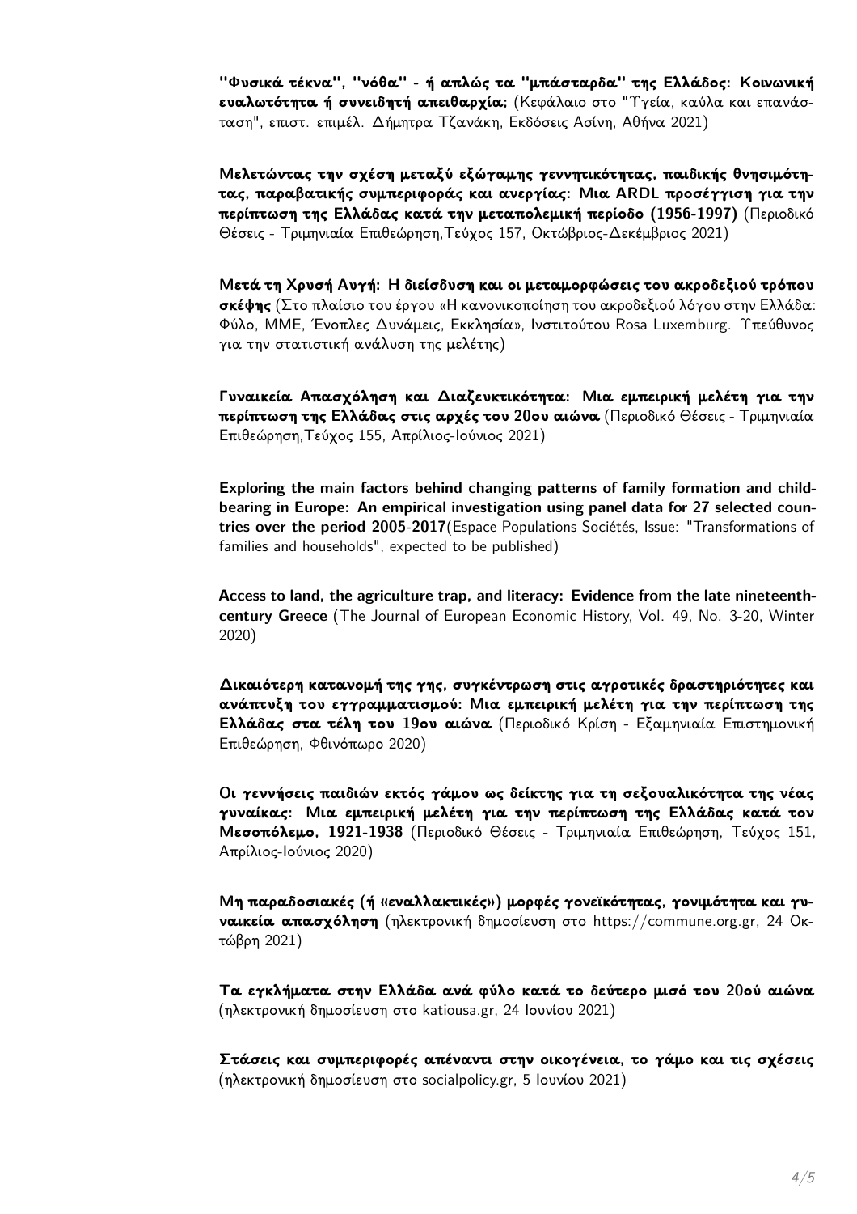**"Φυσικά τέκνα", "νόθα" - ή απλώς τα "μπάσταρδα" της Ελλάδος: Κοινωνική ευαλωτότητα ή συνειδητή απειθαρχία;** (Κεφάλαιο στο "Υγεία, καύλα και επανάσταση", επιστ. επιμέλ. Δήμητρα Τζανάκη, Εκδόσεις Ασίνη, Αθήνα 2021)

**Μελετώντας την σχέση μεταξύ εξώγαμης γεννητικότητας, παιδικής θνησιμότητας, παραβατικής συμπεριφοράς και ανεργίας: Μια ARDL προσέγγιση για την περίπτωση της Ελλάδας κατά την μεταπολεμική περίοδο (1956-1997)** (Περιοδικό Θέσεις - Τριμηνιαία Επιθεώρηση,Τεύχος 157, Οκτώβριος-Δεκέμβριος 2021)

**Μετά τη Χρυσή Αυγή: Η διείσδυση και οι μεταμορφώσεις του ακροδεξιού τρόπου σκέψης** (Στο πλαίσιο του έργου «Η κανονικοποίηση του ακροδεξιού λόγου στην Ελλάδα: Φύλο, ΜΜΕ, Ένοπλες Δυνάμεις, Εκκλησία», Ινστιτούτου Rosa Luxemburg. Υπεύθυνος για την στατιστική ανάλυση της μελέτης)

**Γυναικεία Απασχόληση και Διαζευκτικότητα: Μια εμπειρική μελέτη για την περίπτωση της Ελλάδας στις αρχές του 20ου αιώνα** (Περιοδικό Θέσεις - Τριμηνιαία Επιθεώρηση,Τεύχος 155, Απρίλιος-Ιούνιος 2021)

**Exploring the main factors behind changing patterns of family formation and childbearing in Europe: An empirical investigation using panel data for 27 selected countries over the period 2005-2017**(Espace Populations Sociétés, Issue: "Transformations of families and households", expected to be published)

**Access to land, the agriculture trap, and literacy: Evidence from the late nineteenth-century Greece** (The Journal of European Economic History, Vol. 49, No. 3-20, Winter 2020)

**Δικαιότερη κατανομή της γης, συγκέντρωση στις αγροτικές δραστηριότητες και ανάπτυξη του εγγραμματισμού: Μια εμπειρική μελέτη για την περίπτωση της Ελλάδας στα τέλη του 19ου αιώνα** (Περιοδικό Κρίση - Εξαμηνιαία Επιστημονική Επιθεώρηση, Φθινόπωρο 2020)

**Οι γεννήσεις παιδιών εκτός γάμου ως δείκτης για τη σεξουαλικότητα της νέας γυναίκας: Μια εμπειρική μελέτη για την περίπτωση της Ελλάδας κατά τον Μεσοπόλεμο, 1921-1938** (Περιοδικό Θέσεις - Τριμηνιαία Επιθεώρηση, Τεύχος 151, Απρίλιος-Ιούνιος 2020)

**Μη παραδοσιακές (ή «εναλλακτικές») μορφές γονεϊκότητας, γονιμότητα και γυναικεία απασχόληση** (ηλεκτρονική δημοσίευση στο https://commune.org.gr, 24 Οκτώβρη 2021)

**Τα εγκλήματα στην Ελλάδα ανά φύλο κατά το δεύτερο μισό του 20ού αιώνα** (ηλεκτρονική δημοσίευση στο katiousa.gr, 24 Ιουνίου 2021)

**Στάσεις και συμπεριφορές απέναντι στην οικογένεια, το γάμο και τις σχέσεις** (ηλεκτρονική δημοσίευση στο socialpolicy.gr, 5 Ιουνίου 2021)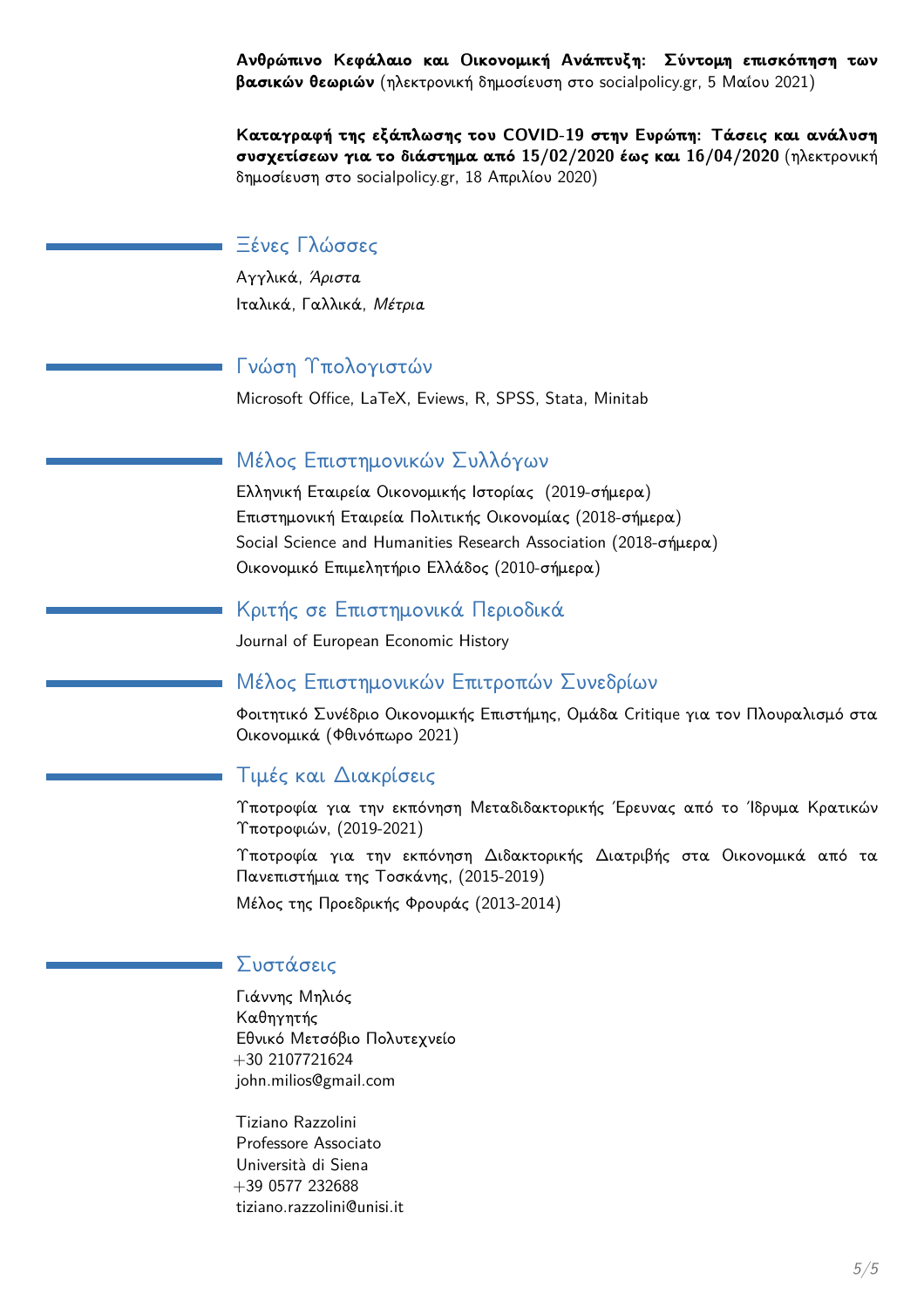**Ανθρώπινο Κεφάλαιο και Οικονομική Ανάπτυξη: Σύντομη επισκόπηση των βασικών θεωριών** (ηλεκτρονική δημοσίευση στο socialpolicy.gr, 5 Μαΐου 2021)

**Καταγραφή της εξάπλωσης του COVID-19 στην Ευρώπη: Τάσεις και ανάλυση συσχετίσεων για το διάστημα από 15/02/2020 έως και 16/04/2020** (ηλεκτρονική δημοσίευση στο socialpolicy.gr, 18 Απριλίου 2020)

## Ξένες Γλώσσες

Αγγλικά, *Άριστα*
Ιταλικά, Γαλλικά, *Μέτρια*

## Γνώση Υπολογιστών

Microsoft Office, LaTeX, Eviews, R, SPSS, Stata, Minitab

## Μέλος Επιστημονικών Συλλόγων

Ελληνική Εταιρεία Οικονομικής Ιστορίας (2019-σήμερα)
Επιστημονική Εταιρεία Πολιτικής Οικονομίας (2018-σήμερα)
Social Science and Humanities Research Association (2018-σήμερα)
Οικονομικό Επιμελητήριο Ελλάδος (2010-σήμερα)

## Κριτής σε Επιστημονικά Περιοδικά

Journal of European Economic History

## Μέλος Επιστημονικών Επιτροπών Συνεδρίων

Φοιτητικό Συνέδριο Οικονομικής Επιστήμης, Ομάδα Critique για τον Πλουραλισμό στα Οικονομικά (Φθινόπωρο 2021)

## Τιμές και Διακρίσεις

Υποτροφία για την εκπόνηση Μεταδιδακτορικής Έρευνας από το Ίδρυμα Κρατικών Υποτροφιών, (2019-2021)

Υποτροφία για την εκπόνηση Διδακτορικής Διατριβής στα Οικονομικά από τα Πανεπιστήμια της Τοσκάνης, (2015-2019)

Μέλος της Προεδρικής Φρουράς (2013-2014)

## Συστάσεις

Γιάννης Μηλιός
Καθηγητής
Εθνικό Μετσόβιο Πολυτεχνείο
+30 2107721624
john.milios@gmail.com

Tiziano Razzolini
Professore Associato
Università di Siena
+39 0577 232688
tiziano.razzolini@unisi.it